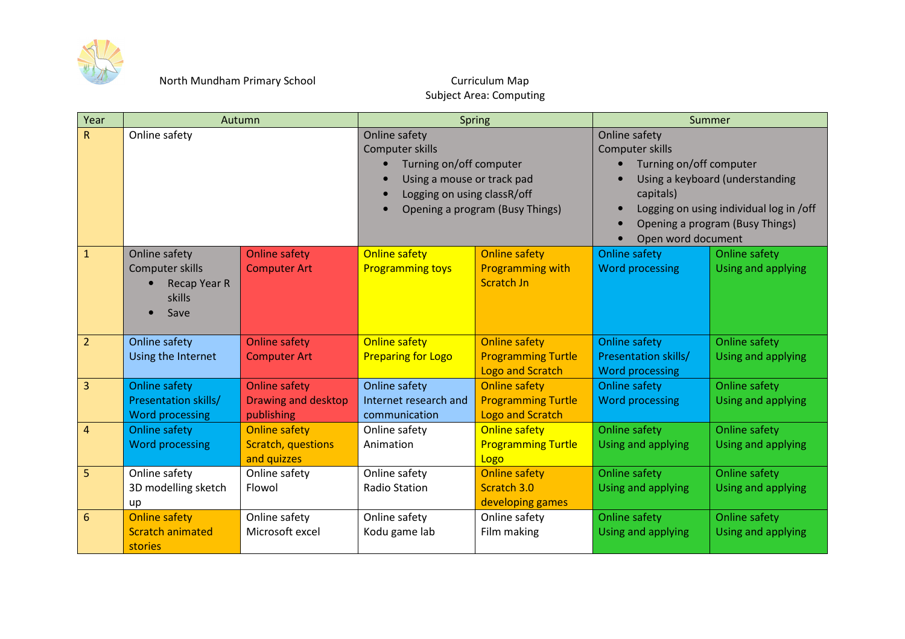North Mundham Primary School

Curriculum Map
Subject Area: Computing

| Year | Autumn | | Spring | | Summer | |
|---|---|---|---|---|---|---|
| R | Online safety | | Online safety<br>Computer skills<br>• Turning on/off computer<br>• Using a mouse or track pad<br>• Logging on using classR/off<br>• Opening a program (Busy Things) | | Online safety<br>Computer skills<br>• Turning on/off computer<br>• Using a keyboard (understanding capitals)<br>• Logging on using individual log in /off<br>• Opening a program (Busy Things)<br>• Open word document | |
| 1 | Online safety<br>Computer skills<br>• Recap Year R skills<br>• Save | Online safety<br>Computer Art | Online safety<br>Programming toys | Online safety<br>Programming with Scratch Jn | Online safety<br>Word processing | Online safety<br>Using and applying |
| 2 | Online safety<br>Using the Internet | Online safety<br>Computer Art | Online safety<br>Preparing for Logo | Online safety<br>Programming Turtle Logo and Scratch | Online safety<br>Presentation skills/ Word processing | Online safety<br>Using and applying |
| 3 | Online safety<br>Presentation skills/ Word processing | Online safety<br>Drawing and desktop publishing | Online safety<br>Internet research and communication | Online safety<br>Programming Turtle Logo and Scratch | Online safety<br>Word processing | Online safety<br>Using and applying |
| 4 | Online safety<br>Word processing | Online safety<br>Scratch, questions and quizzes | Online safety<br>Animation | Online safety<br>Programming Turtle Logo | Online safety<br>Using and applying | Online safety<br>Using and applying |
| 5 | Online safety<br>3D modelling sketch up | Online safety<br>Flowol | Online safety<br>Radio Station | Online safety<br>Scratch 3.0 developing games | Online safety<br>Using and applying | Online safety<br>Using and applying |
| 6 | Online safety<br>Scratch animated stories | Online safety<br>Microsoft excel | Online safety<br>Kodu game lab | Online safety<br>Film making | Online safety<br>Using and applying | Online safety<br>Using and applying |